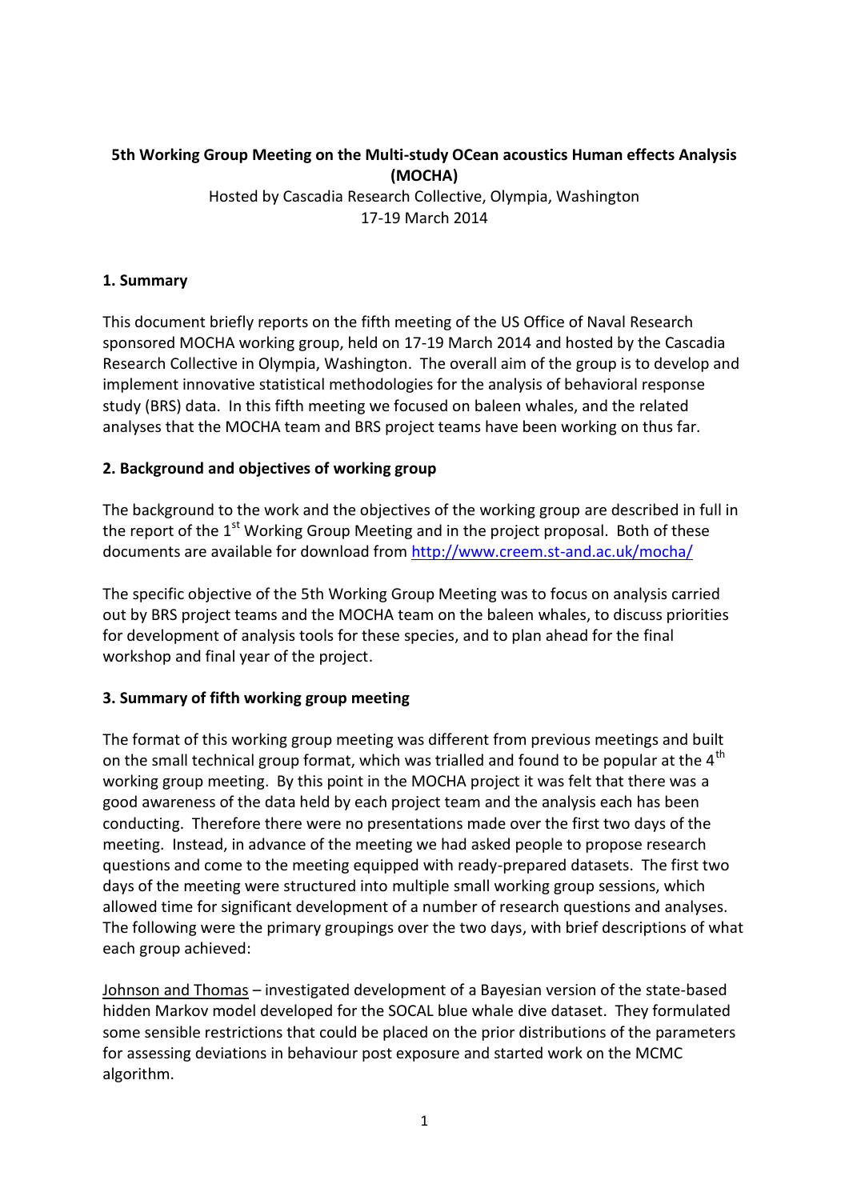**5th Working Group Meeting on the Multi-study OCean acoustics Human effects Analysis (MOCHA)**

Hosted by Cascadia Research Collective, Olympia, Washington
17-19 March 2014

## 1. Summary

This document briefly reports on the fifth meeting of the US Office of Naval Research sponsored MOCHA working group, held on 17-19 March 2014 and hosted by the Cascadia Research Collective in Olympia, Washington. The overall aim of the group is to develop and implement innovative statistical methodologies for the analysis of behavioral response study (BRS) data. In this fifth meeting we focused on baleen whales, and the related analyses that the MOCHA team and BRS project teams have been working on thus far.

## 2. Background and objectives of working group

The background to the work and the objectives of the working group are described in full in the report of the 1st Working Group Meeting and in the project proposal. Both of these documents are available for download from http://www.creem.st-and.ac.uk/mocha/

The specific objective of the 5th Working Group Meeting was to focus on analysis carried out by BRS project teams and the MOCHA team on the baleen whales, to discuss priorities for development of analysis tools for these species, and to plan ahead for the final workshop and final year of the project.

## 3. Summary of fifth working group meeting

The format of this working group meeting was different from previous meetings and built on the small technical group format, which was trialled and found to be popular at the 4th working group meeting. By this point in the MOCHA project it was felt that there was a good awareness of the data held by each project team and the analysis each has been conducting. Therefore there were no presentations made over the first two days of the meeting. Instead, in advance of the meeting we had asked people to propose research questions and come to the meeting equipped with ready-prepared datasets. The first two days of the meeting were structured into multiple small working group sessions, which allowed time for significant development of a number of research questions and analyses. The following were the primary groupings over the two days, with brief descriptions of what each group achieved:

<u>Johnson and Thomas</u> – investigated development of a Bayesian version of the state-based hidden Markov model developed for the SOCAL blue whale dive dataset. They formulated some sensible restrictions that could be placed on the prior distributions of the parameters for assessing deviations in behaviour post exposure and started work on the MCMC algorithm.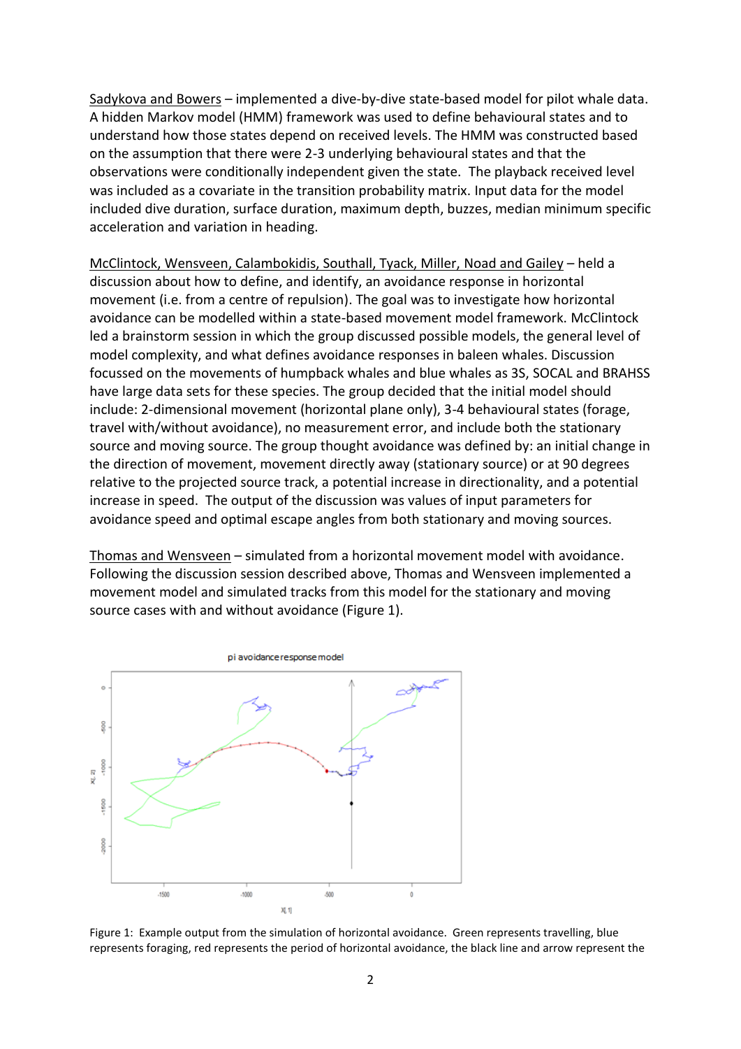Sadykova and Bowers – implemented a dive-by-dive state-based model for pilot whale data. A hidden Markov model (HMM) framework was used to define behavioural states and to understand how those states depend on received levels. The HMM was constructed based on the assumption that there were 2-3 underlying behavioural states and that the observations were conditionally independent given the state. The playback received level was included as a covariate in the transition probability matrix. Input data for the model included dive duration, surface duration, maximum depth, buzzes, median minimum specific acceleration and variation in heading.

McClintock, Wensveen, Calambokidis, Southall, Tyack, Miller, Noad and Gailey – held a discussion about how to define, and identify, an avoidance response in horizontal movement (i.e. from a centre of repulsion). The goal was to investigate how horizontal avoidance can be modelled within a state-based movement model framework. McClintock led a brainstorm session in which the group discussed possible models, the general level of model complexity, and what defines avoidance responses in baleen whales. Discussion focussed on the movements of humpback whales and blue whales as 3S, SOCAL and BRAHSS have large data sets for these species. The group decided that the initial model should include: 2-dimensional movement (horizontal plane only), 3-4 behavioural states (forage, travel with/without avoidance), no measurement error, and include both the stationary source and moving source. The group thought avoidance was defined by: an initial change in the direction of movement, movement directly away (stationary source) or at 90 degrees relative to the projected source track, a potential increase in directionality, and a potential increase in speed. The output of the discussion was values of input parameters for avoidance speed and optimal escape angles from both stationary and moving sources.

Thomas and Wensveen – simulated from a horizontal movement model with avoidance. Following the discussion session described above, Thomas and Wensveen implemented a movement model and simulated tracks from this model for the stationary and moving source cases with and without avoidance (Figure 1).

Figure 1: Example output from the simulation of horizontal avoidance. Green represents travelling, blue represents foraging, red represents the period of horizontal avoidance, the black line and arrow represent the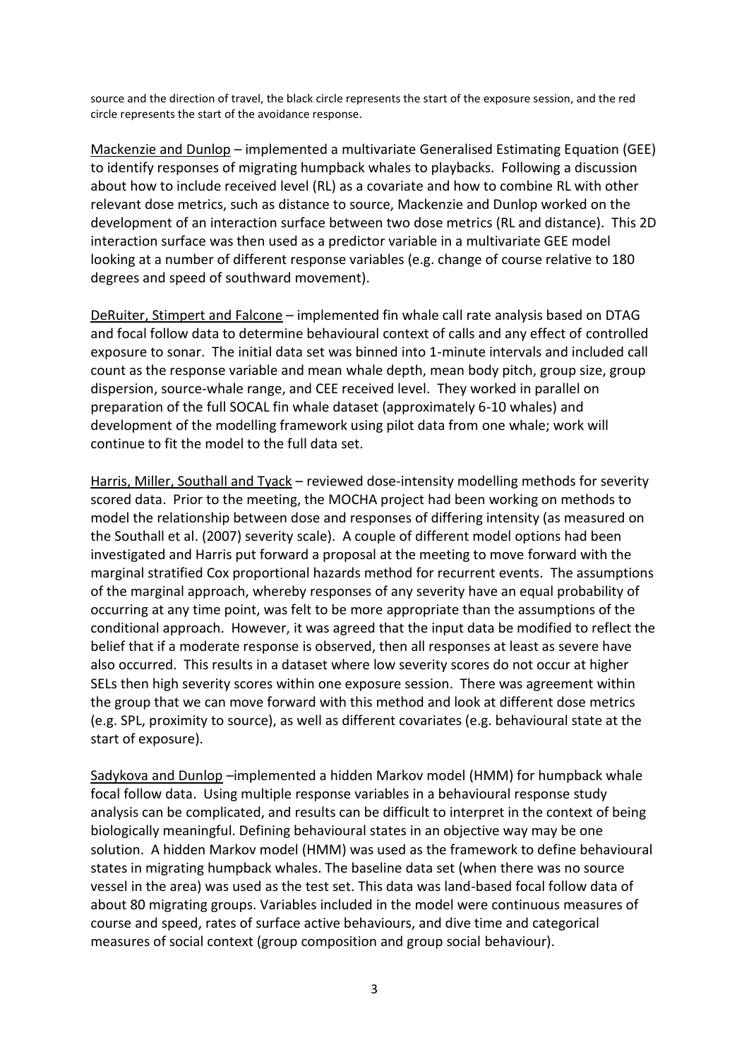source and the direction of travel, the black circle represents the start of the exposure session, and the red circle represents the start of the avoidance response.

Mackenzie and Dunlop – implemented a multivariate Generalised Estimating Equation (GEE) to identify responses of migrating humpback whales to playbacks. Following a discussion about how to include received level (RL) as a covariate and how to combine RL with other relevant dose metrics, such as distance to source, Mackenzie and Dunlop worked on the development of an interaction surface between two dose metrics (RL and distance). This 2D interaction surface was then used as a predictor variable in a multivariate GEE model looking at a number of different response variables (e.g. change of course relative to 180 degrees and speed of southward movement).

DeRuiter, Stimpert and Falcone – implemented fin whale call rate analysis based on DTAG and focal follow data to determine behavioural context of calls and any effect of controlled exposure to sonar. The initial data set was binned into 1-minute intervals and included call count as the response variable and mean whale depth, mean body pitch, group size, group dispersion, source-whale range, and CEE received level. They worked in parallel on preparation of the full SOCAL fin whale dataset (approximately 6-10 whales) and development of the modelling framework using pilot data from one whale; work will continue to fit the model to the full data set.

Harris, Miller, Southall and Tyack – reviewed dose-intensity modelling methods for severity scored data. Prior to the meeting, the MOCHA project had been working on methods to model the relationship between dose and responses of differing intensity (as measured on the Southall et al. (2007) severity scale). A couple of different model options had been investigated and Harris put forward a proposal at the meeting to move forward with the marginal stratified Cox proportional hazards method for recurrent events. The assumptions of the marginal approach, whereby responses of any severity have an equal probability of occurring at any time point, was felt to be more appropriate than the assumptions of the conditional approach. However, it was agreed that the input data be modified to reflect the belief that if a moderate response is observed, then all responses at least as severe have also occurred. This results in a dataset where low severity scores do not occur at higher SELs then high severity scores within one exposure session. There was agreement within the group that we can move forward with this method and look at different dose metrics (e.g. SPL, proximity to source), as well as different covariates (e.g. behavioural state at the start of exposure).

Sadykova and Dunlop –implemented a hidden Markov model (HMM) for humpback whale focal follow data. Using multiple response variables in a behavioural response study analysis can be complicated, and results can be difficult to interpret in the context of being biologically meaningful. Defining behavioural states in an objective way may be one solution. A hidden Markov model (HMM) was used as the framework to define behavioural states in migrating humpback whales. The baseline data set (when there was no source vessel in the area) was used as the test set. This data was land-based focal follow data of about 80 migrating groups. Variables included in the model were continuous measures of course and speed, rates of surface active behaviours, and dive time and categorical measures of social context (group composition and group social behaviour).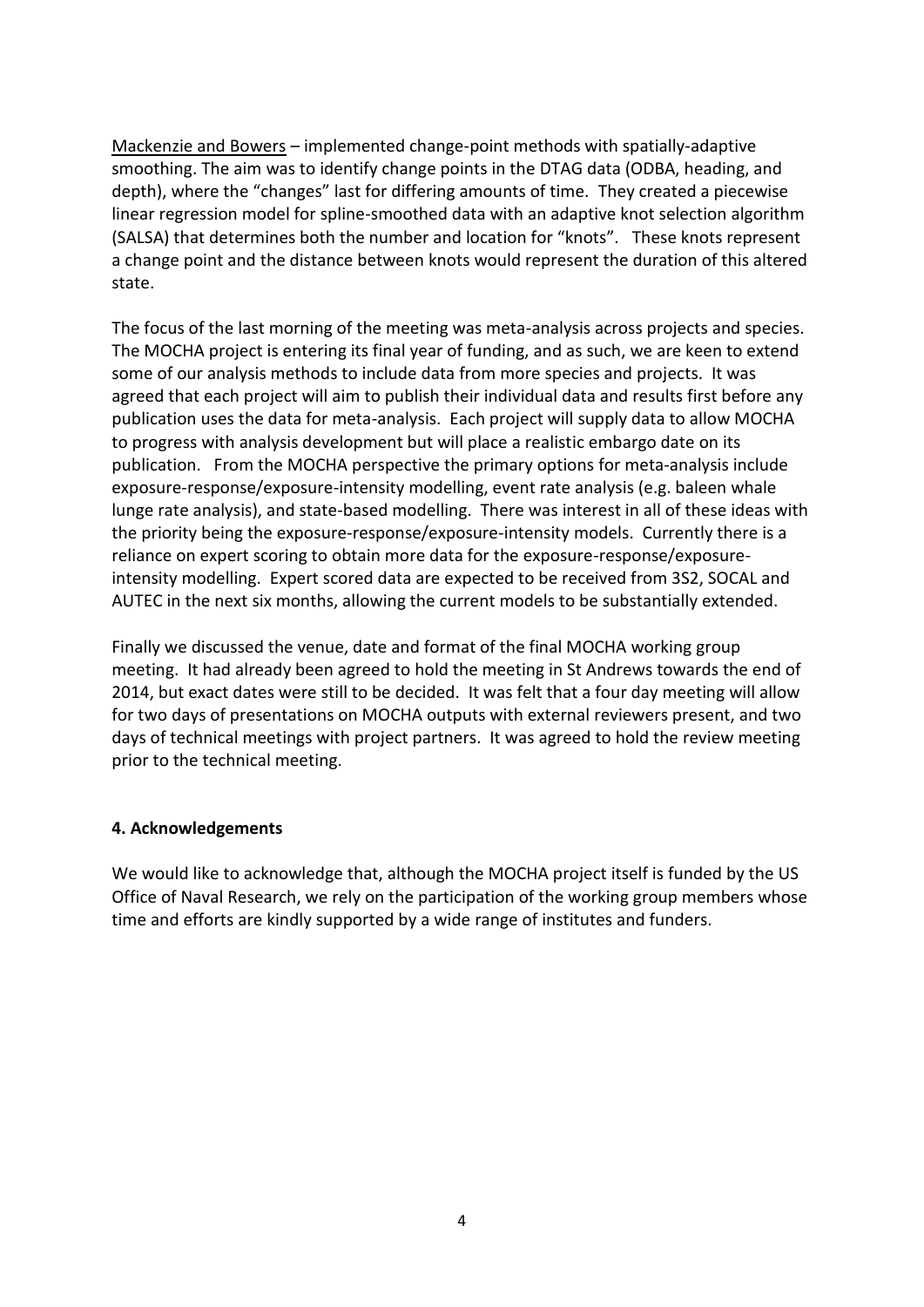<u>Mackenzie and Bowers</u> – implemented change-point methods with spatially-adaptive smoothing. The aim was to identify change points in the DTAG data (ODBA, heading, and depth), where the "changes" last for differing amounts of time. They created a piecewise linear regression model for spline-smoothed data with an adaptive knot selection algorithm (SALSA) that determines both the number and location for "knots". These knots represent a change point and the distance between knots would represent the duration of this altered state.

The focus of the last morning of the meeting was meta-analysis across projects and species. The MOCHA project is entering its final year of funding, and as such, we are keen to extend some of our analysis methods to include data from more species and projects. It was agreed that each project will aim to publish their individual data and results first before any publication uses the data for meta-analysis. Each project will supply data to allow MOCHA to progress with analysis development but will place a realistic embargo date on its publication. From the MOCHA perspective the primary options for meta-analysis include exposure-response/exposure-intensity modelling, event rate analysis (e.g. baleen whale lunge rate analysis), and state-based modelling. There was interest in all of these ideas with the priority being the exposure-response/exposure-intensity models. Currently there is a reliance on expert scoring to obtain more data for the exposure-response/exposure-intensity modelling. Expert scored data are expected to be received from 3S2, SOCAL and AUTEC in the next six months, allowing the current models to be substantially extended.

Finally we discussed the venue, date and format of the final MOCHA working group meeting. It had already been agreed to hold the meeting in St Andrews towards the end of 2014, but exact dates were still to be decided. It was felt that a four day meeting will allow for two days of presentations on MOCHA outputs with external reviewers present, and two days of technical meetings with project partners. It was agreed to hold the review meeting prior to the technical meeting.

### 4. Acknowledgements

We would like to acknowledge that, although the MOCHA project itself is funded by the US Office of Naval Research, we rely on the participation of the working group members whose time and efforts are kindly supported by a wide range of institutes and funders.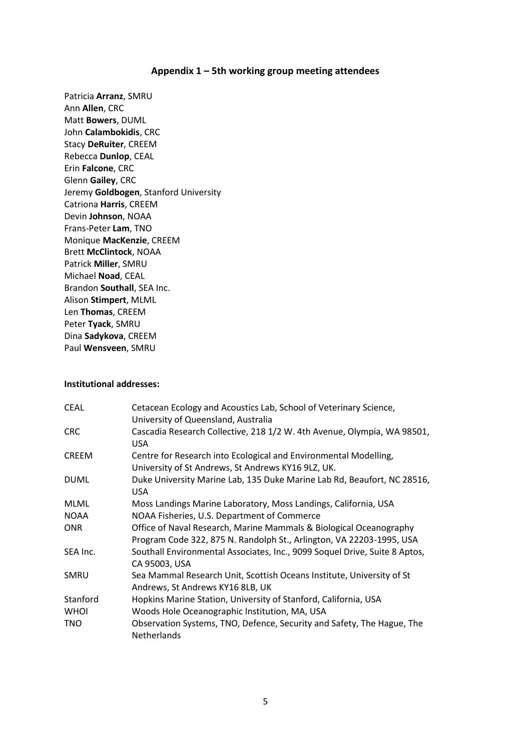## Appendix 1 – 5th working group meeting attendees

Patricia **Arranz**, SMRU
Ann **Allen**, CRC
Matt **Bowers**, DUML
John **Calambokidis**, CRC
Stacy **DeRuiter**, CREEM
Rebecca **Dunlop**, CEAL
Erin **Falcone**, CRC
Glenn **Gailey**, CRC
Jeremy **Goldbogen**, Stanford University
Catriona **Harris**, CREEM
Devin **Johnson**, NOAA
Frans-Peter **Lam**, TNO
Monique **MacKenzie**, CREEM
Brett **McClintock**, NOAA
Patrick **Miller**, SMRU
Michael **Noad**, CEAL
Brandon **Southall**, SEA Inc.
Alison **Stimpert**, MLML
Len **Thomas**, CREEM
Peter **Tyack**, SMRU
Dina **Sadykova**, CREEM
Paul **Wensveen**, SMRU

**Institutional addresses:**

| | |
|---|---|
| CEAL | Cetacean Ecology and Acoustics Lab, School of Veterinary Science, University of Queensland, Australia |
| CRC | Cascadia Research Collective, 218 1/2 W. 4th Avenue, Olympia, WA 98501, USA |
| CREEM | Centre for Research into Ecological and Environmental Modelling, University of St Andrews, St Andrews KY16 9LZ, UK. |
| DUML | Duke University Marine Lab, 135 Duke Marine Lab Rd, Beaufort, NC 28516, USA |
| MLML | Moss Landings Marine Laboratory, Moss Landings, California, USA |
| NOAA | NOAA Fisheries, U.S. Department of Commerce |
| ONR | Office of Naval Research, Marine Mammals & Biological Oceanography Program Code 322, 875 N. Randolph St., Arlington, VA 22203-1995, USA |
| SEA Inc. | Southall Environmental Associates, Inc., 9099 Soquel Drive, Suite 8 Aptos, CA 95003, USA |
| SMRU | Sea Mammal Research Unit, Scottish Oceans Institute, University of St Andrews, St Andrews KY16 8LB, UK |
| Stanford | Hopkins Marine Station, University of Stanford, California, USA |
| WHOI | Woods Hole Oceanographic Institution, MA, USA |
| TNO | Observation Systems, TNO, Defence, Security and Safety, The Hague, The Netherlands |